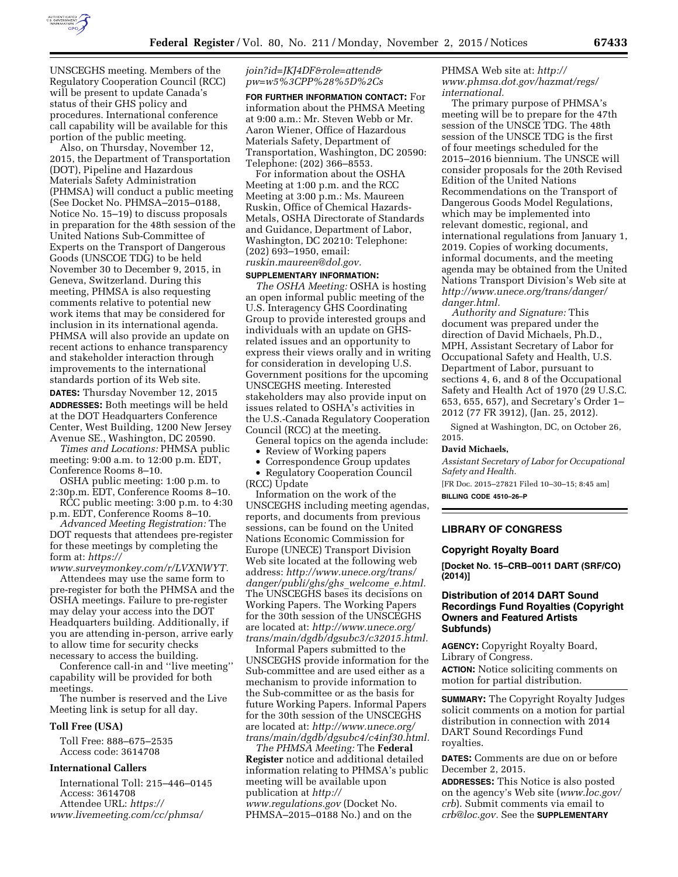UNSCEGHS meeting. Members of the Regulatory Cooperation Council (RCC) will be present to update Canada's status of their GHS policy and procedures. International conference call capability will be available for this portion of the public meeting.

Also, on Thursday, November 12, 2015, the Department of Transportation (DOT), Pipeline and Hazardous Materials Safety Administration (PHMSA) will conduct a public meeting (See Docket No. PHMSA–2015–0188, Notice No. 15–19) to discuss proposals in preparation for the 48th session of the United Nations Sub-Committee of Experts on the Transport of Dangerous Goods (UNSCOE TDG) to be held November 30 to December 9, 2015, in Geneva, Switzerland. During this meeting, PHMSA is also requesting comments relative to potential new work items that may be considered for inclusion in its international agenda. PHMSA will also provide an update on recent actions to enhance transparency and stakeholder interaction through improvements to the international standards portion of its Web site.

**DATES:** Thursday November 12, 2015

**ADDRESSES:** Both meetings will be held at the DOT Headquarters Conference Center, West Building, 1200 New Jersey Avenue SE., Washington, DC 20590.

*Times and Locations:* PHMSA public meeting: 9:00 a.m. to 12:00 p.m. EDT, Conference Rooms 8–10.

OSHA public meeting: 1:00 p.m. to 2:30p.m. EDT, Conference Rooms 8–10.

RCC public meeting: 3:00 p.m. to 4:30 p.m. EDT, Conference Rooms 8–10.

*Advanced Meeting Registration:* The DOT requests that attendees pre-register for these meetings by completing the form at: *https://www.surveymonkey.com/r/LVXNWYT.*

Attendees may use the same form to pre-register for both the PHMSA and the OSHA meetings. Failure to pre-register may delay your access into the DOT Headquarters building. Additionally, if you are attending in-person, arrive early to allow time for security checks necessary to access the building.

Conference call-in and ''live meeting'' capability will be provided for both meetings.

The number is reserved and the Live Meeting link is setup for all day.

**Toll Free (USA)**

Toll Free: 888–675–2535
Access code: 3614708

**International Callers**

International Toll: 215–446–0145
Access: 3614708
Attendee URL: *https://www.livemeeting.com/cc/phmsa/join?id=JKJ4DF&role=attend&pw=w5%3CPP%28%5D%2Cs*

**FOR FURTHER INFORMATION CONTACT:** For information about the PHMSA Meeting at 9:00 a.m.: Mr. Steven Webb or Mr. Aaron Wiener, Office of Hazardous Materials Safety, Department of Transportation, Washington, DC 20590: Telephone: (202) 366–8553.

For information about the OSHA Meeting at 1:00 p.m. and the RCC Meeting at 3:00 p.m.: Ms. Maureen Ruskin, Office of Chemical Hazards-Metals, OSHA Directorate of Standards and Guidance, Department of Labor, Washington, DC 20210: Telephone: (202) 693–1950, email: *ruskin.maureen@dol.gov.*

**SUPPLEMENTARY INFORMATION:**

*The OSHA Meeting:* OSHA is hosting an open informal public meeting of the U.S. Interagency GHS Coordinating Group to provide interested groups and individuals with an update on GHS-related issues and an opportunity to express their views orally and in writing for consideration in developing U.S. Government positions for the upcoming UNSCEGHS meeting. Interested stakeholders may also provide input on issues related to OSHA's activities in the U.S.-Canada Regulatory Cooperation Council (RCC) at the meeting.

General topics on the agenda include:

- Review of Working papers
- Correspondence Group updates
- Regulatory Cooperation Council (RCC) Update

Information on the work of the UNSCEGHS including meeting agendas, reports, and documents from previous sessions, can be found on the United Nations Economic Commission for Europe (UNECE) Transport Division Web site located at the following web address: *http://www.unece.org/trans/danger/publi/ghs/ghs_welcome_e.html.* The UNSCEGHS bases its decisions on Working Papers. The Working Papers for the 30th session of the UNSCEGHS are located at: *http://www.unece.org/trans/main/dgdb/dgsubc3/c32015.html.*

Informal Papers submitted to the UNSCEGHS provide information for the Sub-committee and are used either as a mechanism to provide information to the Sub-committee or as the basis for future Working Papers. Informal Papers for the 30th session of the UNSCEGHS are located at: *http://www.unece.org/trans/main/dgdb/dgsubc4/c4inf30.html.*

*The PHMSA Meeting:* The **Federal Register** notice and additional detailed information relating to PHMSA's public meeting will be available upon publication at *http://www.regulations.gov* (Docket No. PHMSA–2015–0188 No.) and on the PHMSA Web site at: *http://www.phmsa.dot.gov/hazmat/regs/international.*

The primary purpose of PHMSA's meeting will be to prepare for the 47th session of the UNSCE TDG. The 48th session of the UNSCE TDG is the first of four meetings scheduled for the 2015–2016 biennium. The UNSCE will consider proposals for the 20th Revised Edition of the United Nations Recommendations on the Transport of Dangerous Goods Model Regulations, which may be implemented into relevant domestic, regional, and international regulations from January 1, 2019. Copies of working documents, informal documents, and the meeting agenda may be obtained from the United Nations Transport Division's Web site at *http://www.unece.org/trans/danger/danger.html.*

*Authority and Signature:* This document was prepared under the direction of David Michaels, Ph.D., MPH, Assistant Secretary of Labor for Occupational Safety and Health, U.S. Department of Labor, pursuant to sections 4, 6, and 8 of the Occupational Safety and Health Act of 1970 (29 U.S.C. 653, 655, 657), and Secretary's Order 1–2012 (77 FR 3912), (Jan. 25, 2012).

Signed at Washington, DC, on October 26, 2015.

**David Michaels,**

*Assistant Secretary of Labor for Occupational Safety and Health.*

[FR Doc. 2015–27821 Filed 10–30–15; 8:45 am]

**BILLING CODE 4510–26–P**

---

## LIBRARY OF CONGRESS

### Copyright Royalty Board

**[Docket No. 15–CRB–0011 DART (SRF/CO) (2014)]**

### Distribution of 2014 DART Sound Recordings Fund Royalties (Copyright Owners and Featured Artists Subfunds)

**AGENCY:** Copyright Royalty Board, Library of Congress.

**ACTION:** Notice soliciting comments on motion for partial distribution.

**SUMMARY:** The Copyright Royalty Judges solicit comments on a motion for partial distribution in connection with 2014 DART Sound Recordings Fund royalties.

**DATES:** Comments are due on or before December 2, 2015.

**ADDRESSES:** This Notice is also posted on the agency's Web site (*www.loc.gov/crb*). Submit comments via email to *crb@loc.gov.* See the **SUPPLEMENTARY**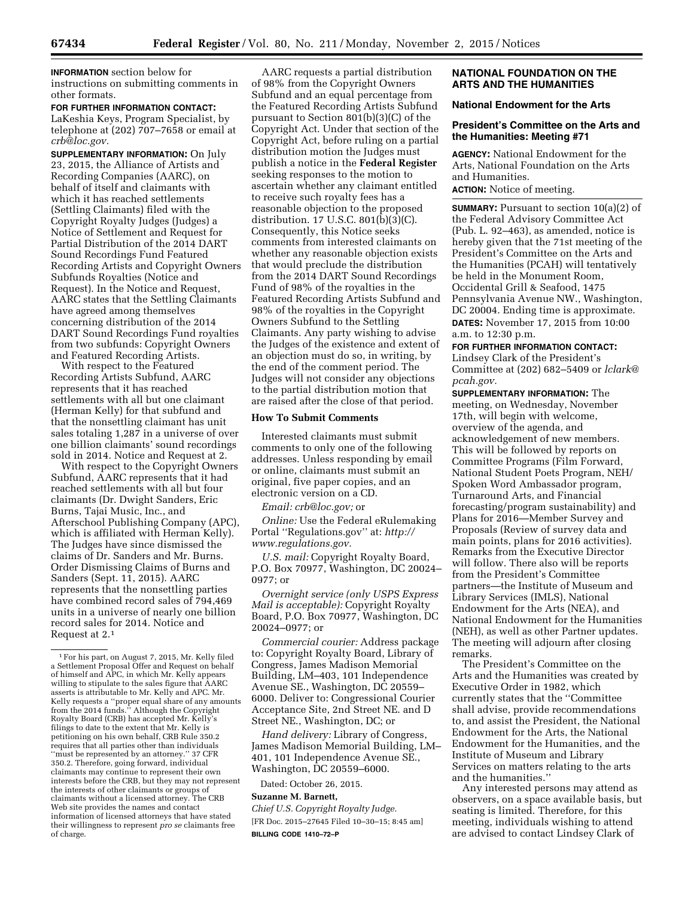**INFORMATION** section below for instructions on submitting comments in other formats.

**FOR FURTHER INFORMATION CONTACT:** LaKeshia Keys, Program Specialist, by telephone at (202) 707–7658 or email at *crb@loc.gov.*

**SUPPLEMENTARY INFORMATION:** On July 23, 2015, the Alliance of Artists and Recording Companies (AARC), on behalf of itself and claimants with which it has reached settlements (Settling Claimants) filed with the Copyright Royalty Judges (Judges) a Notice of Settlement and Request for Partial Distribution of the 2014 DART Sound Recordings Fund Featured Recording Artists and Copyright Owners Subfunds Royalties (Notice and Request). In the Notice and Request, AARC states that the Settling Claimants have agreed among themselves concerning distribution of the 2014 DART Sound Recordings Fund royalties from two subfunds: Copyright Owners and Featured Recording Artists.

With respect to the Featured Recording Artists Subfund, AARC represents that it has reached settlements with all but one claimant (Herman Kelly) for that subfund and that the nonsettling claimant has unit sales totaling 1,287 in a universe of over one billion claimants' sound recordings sold in 2014. Notice and Request at 2.

With respect to the Copyright Owners Subfund, AARC represents that it had reached settlements with all but four claimants (Dr. Dwight Sanders, Eric Burns, Tajai Music, Inc., and Afterschool Publishing Company (APC), which is affiliated with Herman Kelly). The Judges have since dismissed the claims of Dr. Sanders and Mr. Burns. Order Dismissing Claims of Burns and Sanders (Sept. 11, 2015). AARC represents that the nonsettling parties have combined record sales of 794,469 units in a universe of nearly one billion record sales for 2014. Notice and Request at 2.[1]

AARC requests a partial distribution of 98% from the Copyright Owners Subfund and an equal percentage from the Featured Recording Artists Subfund pursuant to Section 801(b)(3)(C) of the Copyright Act. Under that section of the Copyright Act, before ruling on a partial distribution motion the Judges must publish a notice in the **Federal Register** seeking responses to the motion to ascertain whether any claimant entitled to receive such royalty fees has a reasonable objection to the proposed distribution. 17 U.S.C. 801(b)(3)(C). Consequently, this Notice seeks comments from interested claimants on whether any reasonable objection exists that would preclude the distribution from the 2014 DART Sound Recordings Fund of 98% of the royalties in the Featured Recording Artists Subfund and 98% of the royalties in the Copyright Owners Subfund to the Settling Claimants. Any party wishing to advise the Judges of the existence and extent of an objection must do so, in writing, by the end of the comment period. The Judges will not consider any objections to the partial distribution motion that are raised after the close of that period.

### How To Submit Comments

Interested claimants must submit comments to only one of the following addresses. Unless responding by email or online, claimants must submit an original, five paper copies, and an electronic version on a CD.

*Email: crb@loc.gov;* or

*Online:* Use the Federal eRulemaking Portal "Regulations.gov" at: *http://www.regulations.gov.*

*U.S. mail:* Copyright Royalty Board, P.O. Box 70977, Washington, DC 20024–0977; or

*Overnight service (only USPS Express Mail is acceptable):* Copyright Royalty Board, P.O. Box 70977, Washington, DC 20024–0977; or

*Commercial courier:* Address package to: Copyright Royalty Board, Library of Congress, James Madison Memorial Building, LM–403, 101 Independence Avenue SE., Washington, DC 20559–6000. Deliver to: Congressional Courier Acceptance Site, 2nd Street NE. and D Street NE., Washington, DC; or

*Hand delivery:* Library of Congress, James Madison Memorial Building, LM–401, 101 Independence Avenue SE., Washington, DC 20559–6000.

Dated: October 26, 2015.

**Suzanne M. Barnett,**

*Chief U.S. Copyright Royalty Judge.*

[FR Doc. 2015–27645 Filed 10–30–15; 8:45 am]

**BILLING CODE 1410–72–P**

[1] For his part, on August 7, 2015, Mr. Kelly filed a Settlement Proposal Offer and Request on behalf of himself and APC, in which Mr. Kelly appears willing to stipulate to the sales figure that AARC asserts is attributable to Mr. Kelly and APC. Mr. Kelly requests a "proper equal share of any amounts from the 2014 funds." Although the Copyright Royalty Board (CRB) has accepted Mr. Kelly's filings to date to the extent that Mr. Kelly is petitioning on his own behalf, CRB Rule 350.2 requires that all parties other than individuals "must be represented by an attorney." 37 CFR 350.2. Therefore, going forward, individual claimants may continue to represent their own interests before the CRB, but they may not represent the interests of other claimants or groups of claimants without a licensed attorney. The CRB Web site provides the names and contact information of licensed attorneys that have stated their willingness to represent *pro se* claimants free of charge.

## NATIONAL FOUNDATION ON THE ARTS AND THE HUMANITIES

### National Endowment for the Arts

### President's Committee on the Arts and the Humanities: Meeting #71

**AGENCY:** National Endowment for the Arts, National Foundation on the Arts and Humanities.

**ACTION:** Notice of meeting.

**SUMMARY:** Pursuant to section 10(a)(2) of the Federal Advisory Committee Act (Pub. L. 92–463), as amended, notice is hereby given that the 71st meeting of the President's Committee on the Arts and the Humanities (PCAH) will tentatively be held in the Monument Room, Occidental Grill & Seafood, 1475 Pennsylvania Avenue NW., Washington, DC 20004. Ending time is approximate.

**DATES:** November 17, 2015 from 10:00 a.m. to 12:30 p.m.

**FOR FURTHER INFORMATION CONTACT:** Lindsey Clark of the President's Committee at (202) 682–5409 or *lclark@pcah.gov.*

**SUPPLEMENTARY INFORMATION:** The meeting, on Wednesday, November 17th, will begin with welcome, overview of the agenda, and acknowledgement of new members. This will be followed by reports on Committee Programs (Film Forward, National Student Poets Program, NEH/Spoken Word Ambassador program, Turnaround Arts, and Financial forecasting/program sustainability) and Plans for 2016—Member Survey and Proposals (Review of survey data and main points, plans for 2016 activities). Remarks from the Executive Director will follow. There also will be reports from the President's Committee partners—the Institute of Museum and Library Services (IMLS), National Endowment for the Arts (NEA), and National Endowment for the Humanities (NEH), as well as other Partner updates. The meeting will adjourn after closing remarks.

The President's Committee on the Arts and the Humanities was created by Executive Order in 1982, which currently states that the "Committee shall advise, provide recommendations to, and assist the President, the National Endowment for the Arts, the National Endowment for the Humanities, and the Institute of Museum and Library Services on matters relating to the arts and the humanities."

Any interested persons may attend as observers, on a space available basis, but seating is limited. Therefore, for this meeting, individuals wishing to attend are advised to contact Lindsey Clark of